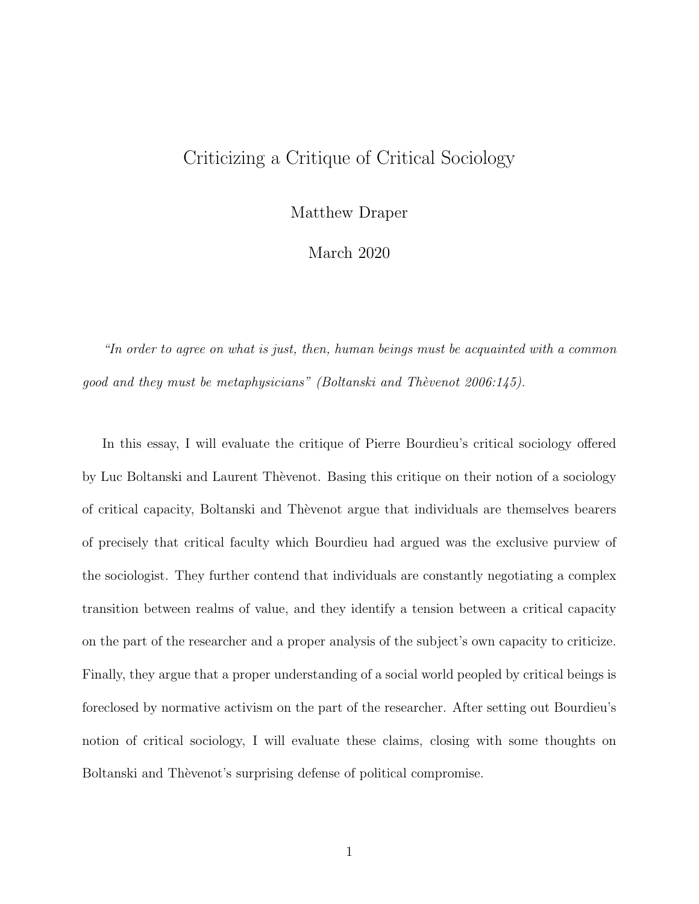# Criticizing a Critique of Critical Sociology

Matthew Draper

March 2020

*"In order to agree on what is just, then, human beings must be acquainted with a common good and they must be metaphysicians" (Boltanski and Thèvenot 2006:145).*

In this essay, I will evaluate the critique of Pierre Bourdieu's critical sociology offered by Luc Boltanski and Laurent Thèvenot. Basing this critique on their notion of a sociology of critical capacity, Boltanski and Thèvenot argue that individuals are themselves bearers of precisely that critical faculty which Bourdieu had argued was the exclusive purview of the sociologist. They further contend that individuals are constantly negotiating a complex transition between realms of value, and they identify a tension between a critical capacity on the part of the researcher and a proper analysis of the subject's own capacity to criticize. Finally, they argue that a proper understanding of a social world peopled by critical beings is foreclosed by normative activism on the part of the researcher. After setting out Bourdieu's notion of critical sociology, I will evaluate these claims, closing with some thoughts on Boltanski and Thèvenot's surprising defense of political compromise.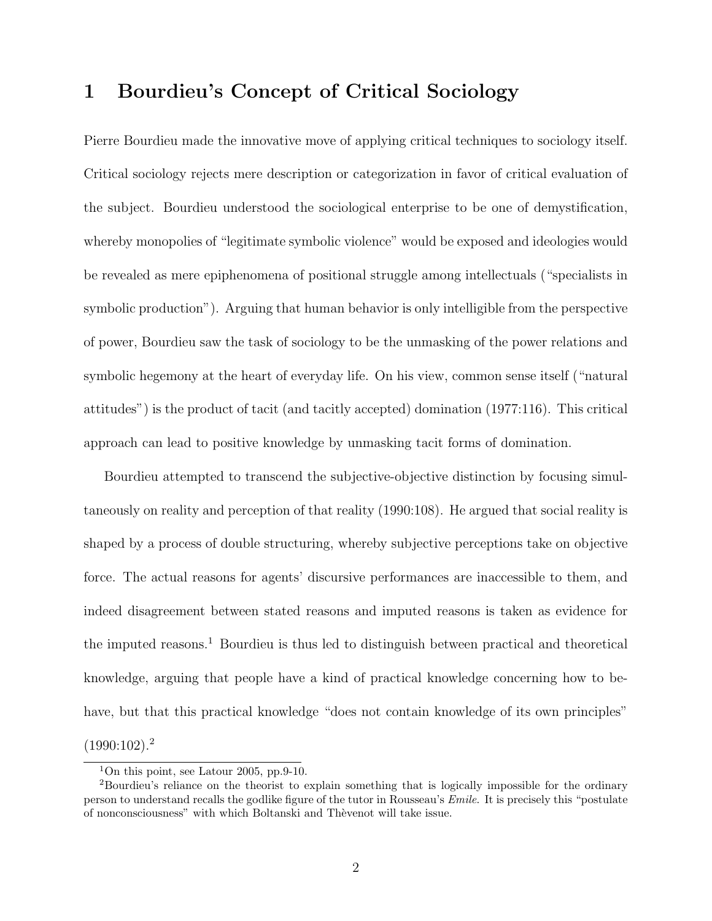# 1 Bourdieu's Concept of Critical Sociology

Pierre Bourdieu made the innovative move of applying critical techniques to sociology itself. Critical sociology rejects mere description or categorization in favor of critical evaluation of the subject. Bourdieu understood the sociological enterprise to be one of demystification, whereby monopolies of "legitimate symbolic violence" would be exposed and ideologies would be revealed as mere epiphenomena of positional struggle among intellectuals ("specialists in symbolic production"). Arguing that human behavior is only intelligible from the perspective of power, Bourdieu saw the task of sociology to be the unmasking of the power relations and symbolic hegemony at the heart of everyday life. On his view, common sense itself ("natural attitudes") is the product of tacit (and tacitly accepted) domination (1977:116). This critical approach can lead to positive knowledge by unmasking tacit forms of domination.

Bourdieu attempted to transcend the subjective-objective distinction by focusing simultaneously on reality and perception of that reality (1990:108). He argued that social reality is shaped by a process of double structuring, whereby subjective perceptions take on objective force. The actual reasons for agents' discursive performances are inaccessible to them, and indeed disagreement between stated reasons and imputed reasons is taken as evidence for the imputed reasons.[1] Bourdieu is thus led to distinguish between practical and theoretical knowledge, arguing that people have a kind of practical knowledge concerning how to behave, but that this practical knowledge "does not contain knowledge of its own principles" (1990:102).[2]

---

[1] On this point, see Latour 2005, pp.9-10.

[2] Bourdieu's reliance on the theorist to explain something that is logically impossible for the ordinary person to understand recalls the godlike figure of the tutor in Rousseau's *Emile*. It is precisely this "postulate of nonconsciousness" with which Boltanski and Thèvenot will take issue.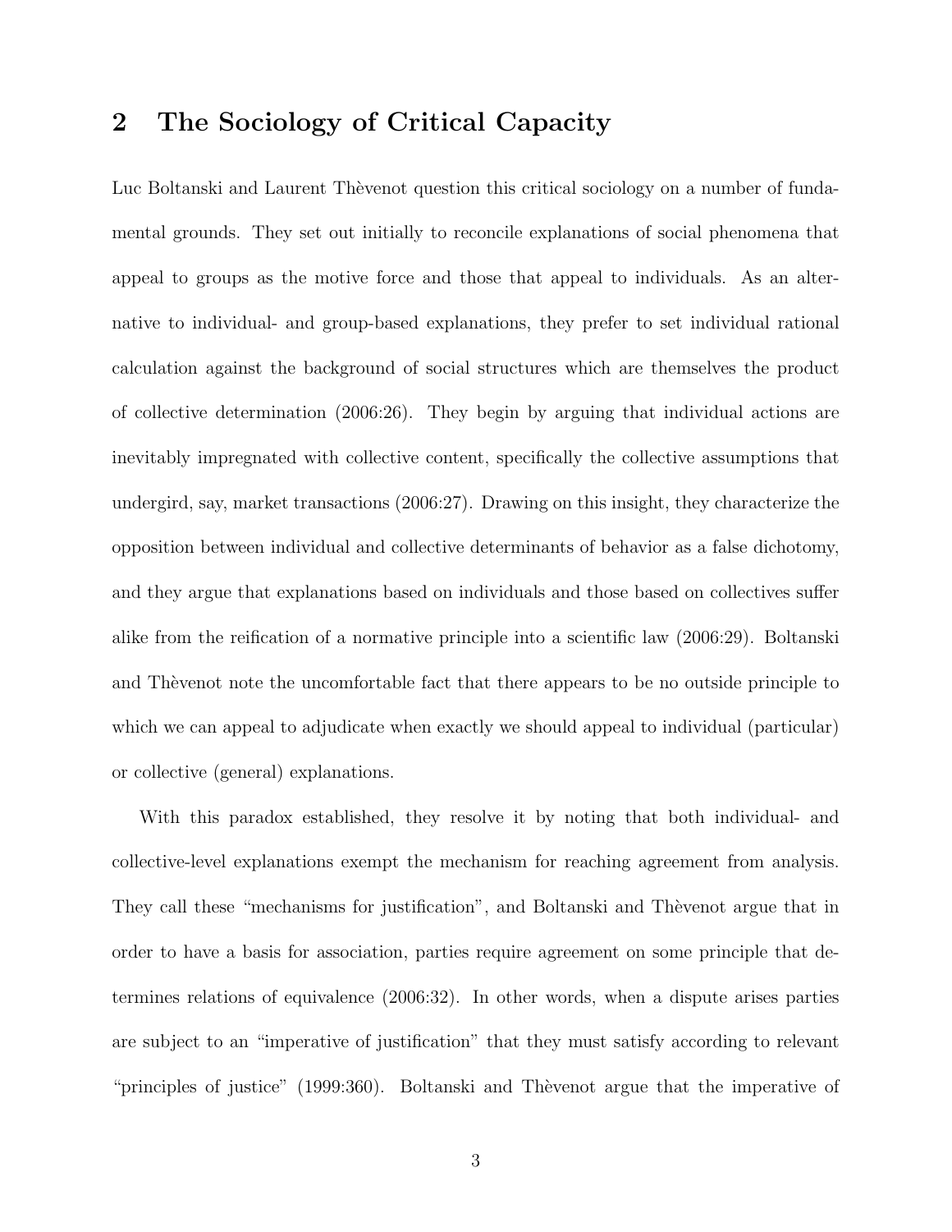## 2 The Sociology of Critical Capacity

Luc Boltanski and Laurent Thèvenot question this critical sociology on a number of fundamental grounds. They set out initially to reconcile explanations of social phenomena that appeal to groups as the motive force and those that appeal to individuals. As an alternative to individual- and group-based explanations, they prefer to set individual rational calculation against the background of social structures which are themselves the product of collective determination (2006:26). They begin by arguing that individual actions are inevitably impregnated with collective content, specifically the collective assumptions that undergird, say, market transactions (2006:27). Drawing on this insight, they characterize the opposition between individual and collective determinants of behavior as a false dichotomy, and they argue that explanations based on individuals and those based on collectives suffer alike from the reification of a normative principle into a scientific law (2006:29). Boltanski and Thèvenot note the uncomfortable fact that there appears to be no outside principle to which we can appeal to adjudicate when exactly we should appeal to individual (particular) or collective (general) explanations.

With this paradox established, they resolve it by noting that both individual- and collective-level explanations exempt the mechanism for reaching agreement from analysis. They call these "mechanisms for justification", and Boltanski and Thèvenot argue that in order to have a basis for association, parties require agreement on some principle that determines relations of equivalence (2006:32). In other words, when a dispute arises parties are subject to an "imperative of justification" that they must satisfy according to relevant "principles of justice" (1999:360). Boltanski and Thèvenot argue that the imperative of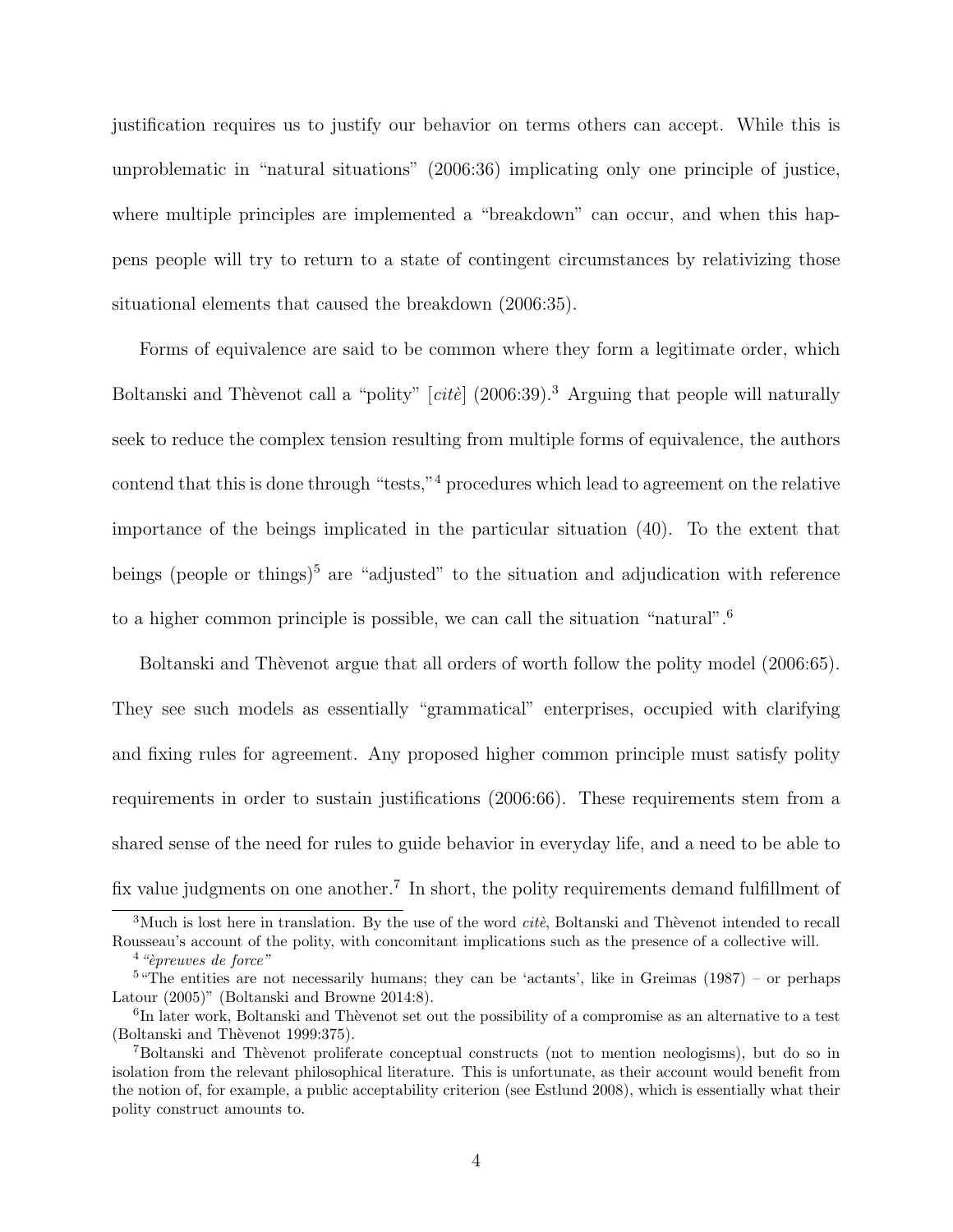justification requires us to justify our behavior on terms others can accept. While this is unproblematic in "natural situations" (2006:36) implicating only one principle of justice, where multiple principles are implemented a "breakdown" can occur, and when this happens people will try to return to a state of contingent circumstances by relativizing those situational elements that caused the breakdown (2006:35).

Forms of equivalence are said to be common where they form a legitimate order, which Boltanski and Thèvenot call a "polity" [*citè*] (2006:39).[3] Arguing that people will naturally seek to reduce the complex tension resulting from multiple forms of equivalence, the authors contend that this is done through "tests,"[4] procedures which lead to agreement on the relative importance of the beings implicated in the particular situation (40). To the extent that beings (people or things)[5] are "adjusted" to the situation and adjudication with reference to a higher common principle is possible, we can call the situation "natural".[6]

Boltanski and Thèvenot argue that all orders of worth follow the polity model (2006:65). They see such models as essentially "grammatical" enterprises, occupied with clarifying and fixing rules for agreement. Any proposed higher common principle must satisfy polity requirements in order to sustain justifications (2006:66). These requirements stem from a shared sense of the need for rules to guide behavior in everyday life, and a need to be able to fix value judgments on one another.[7] In short, the polity requirements demand fulfillment of

[3] Much is lost here in translation. By the use of the word *citè*, Boltanski and Thèvenot intended to recall Rousseau's account of the polity, with concomitant implications such as the presence of a collective will.

[4] *"èpreuves de force"*

[5] "The entities are not necessarily humans; they can be 'actants', like in Greimas (1987) – or perhaps Latour (2005)" (Boltanski and Browne 2014:8).

[6] In later work, Boltanski and Thèvenot set out the possibility of a compromise as an alternative to a test (Boltanski and Thèvenot 1999:375).

[7] Boltanski and Thèvenot proliferate conceptual constructs (not to mention neologisms), but do so in isolation from the relevant philosophical literature. This is unfortunate, as their account would benefit from the notion of, for example, a public acceptability criterion (see Estlund 2008), which is essentially what their polity construct amounts to.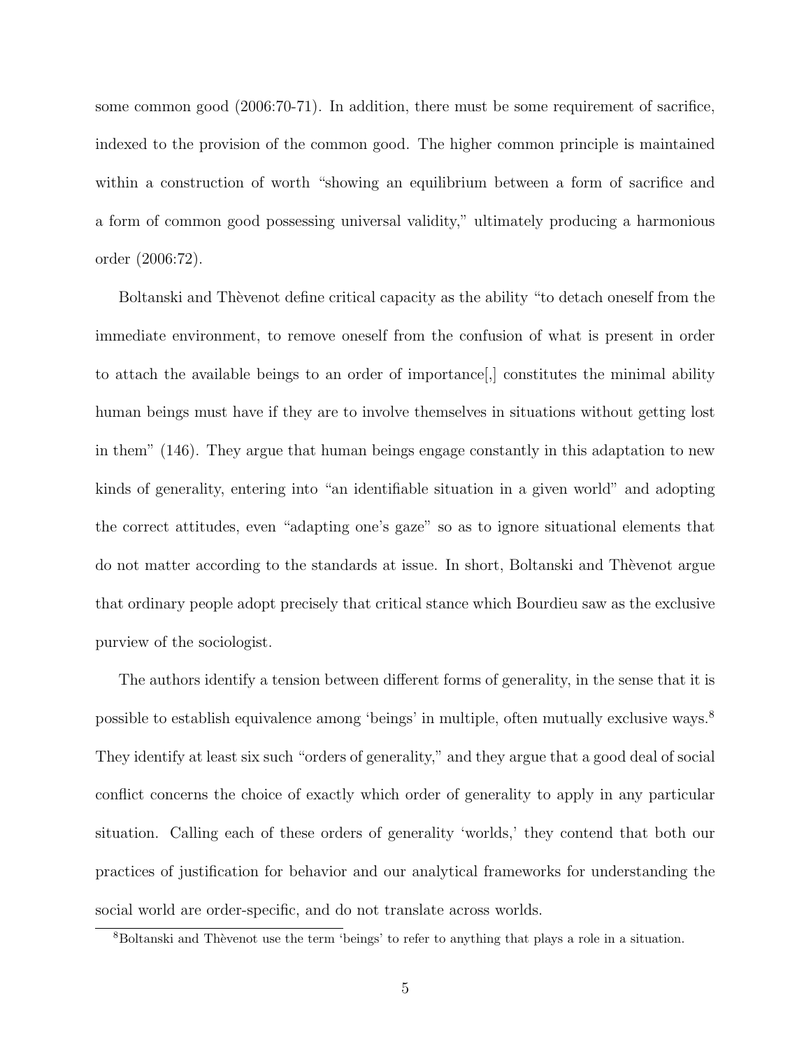some common good (2006:70-71). In addition, there must be some requirement of sacrifice, indexed to the provision of the common good. The higher common principle is maintained within a construction of worth "showing an equilibrium between a form of sacrifice and a form of common good possessing universal validity," ultimately producing a harmonious order (2006:72).

Boltanski and Thèvenot define critical capacity as the ability "to detach oneself from the immediate environment, to remove oneself from the confusion of what is present in order to attach the available beings to an order of importance[,] constitutes the minimal ability human beings must have if they are to involve themselves in situations without getting lost in them" (146). They argue that human beings engage constantly in this adaptation to new kinds of generality, entering into "an identifiable situation in a given world" and adopting the correct attitudes, even "adapting one's gaze" so as to ignore situational elements that do not matter according to the standards at issue. In short, Boltanski and Thèvenot argue that ordinary people adopt precisely that critical stance which Bourdieu saw as the exclusive purview of the sociologist.

The authors identify a tension between different forms of generality, in the sense that it is possible to establish equivalence among 'beings' in multiple, often mutually exclusive ways.[8] They identify at least six such "orders of generality," and they argue that a good deal of social conflict concerns the choice of exactly which order of generality to apply in any particular situation. Calling each of these orders of generality 'worlds,' they contend that both our practices of justification for behavior and our analytical frameworks for understanding the social world are order-specific, and do not translate across worlds.

[8] Boltanski and Thèvenot use the term 'beings' to refer to anything that plays a role in a situation.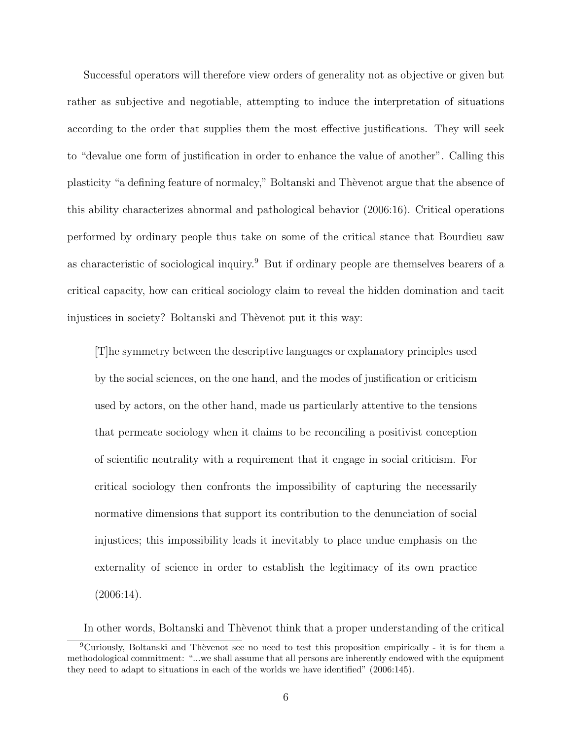Successful operators will therefore view orders of generality not as objective or given but rather as subjective and negotiable, attempting to induce the interpretation of situations according to the order that supplies them the most effective justifications. They will seek to "devalue one form of justification in order to enhance the value of another". Calling this plasticity "a defining feature of normalcy," Boltanski and Thèvenot argue that the absence of this ability characterizes abnormal and pathological behavior (2006:16). Critical operations performed by ordinary people thus take on some of the critical stance that Bourdieu saw as characteristic of sociological inquiry.[9] But if ordinary people are themselves bearers of a critical capacity, how can critical sociology claim to reveal the hidden domination and tacit injustices in society? Boltanski and Thèvenot put it this way:

> [T]he symmetry between the descriptive languages or explanatory principles used by the social sciences, on the one hand, and the modes of justification or criticism used by actors, on the other hand, made us particularly attentive to the tensions that permeate sociology when it claims to be reconciling a positivist conception of scientific neutrality with a requirement that it engage in social criticism. For critical sociology then confronts the impossibility of capturing the necessarily normative dimensions that support its contribution to the denunciation of social injustices; this impossibility leads it inevitably to place undue emphasis on the externality of science in order to establish the legitimacy of its own practice (2006:14).

In other words, Boltanski and Thèvenot think that a proper understanding of the critical

[9] Curiously, Boltanski and Thèvenot see no need to test this proposition empirically - it is for them a methodological commitment: "...we shall assume that all persons are inherently endowed with the equipment they need to adapt to situations in each of the worlds we have identified" (2006:145).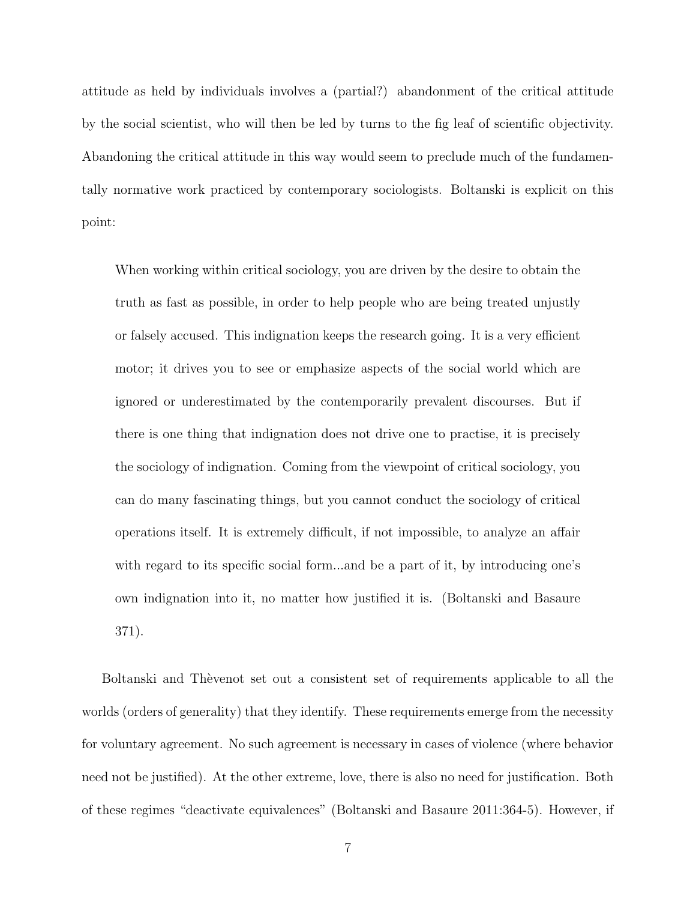attitude as held by individuals involves a (partial?) abandonment of the critical attitude by the social scientist, who will then be led by turns to the fig leaf of scientific objectivity. Abandoning the critical attitude in this way would seem to preclude much of the fundamentally normative work practiced by contemporary sociologists. Boltanski is explicit on this point:

> When working within critical sociology, you are driven by the desire to obtain the truth as fast as possible, in order to help people who are being treated unjustly or falsely accused. This indignation keeps the research going. It is a very efficient motor; it drives you to see or emphasize aspects of the social world which are ignored or underestimated by the contemporarily prevalent discourses. But if there is one thing that indignation does not drive one to practise, it is precisely the sociology of indignation. Coming from the viewpoint of critical sociology, you can do many fascinating things, but you cannot conduct the sociology of critical operations itself. It is extremely difficult, if not impossible, to analyze an affair with regard to its specific social form...and be a part of it, by introducing one's own indignation into it, no matter how justified it is. (Boltanski and Basaure 371).

Boltanski and Thèvenot set out a consistent set of requirements applicable to all the worlds (orders of generality) that they identify. These requirements emerge from the necessity for voluntary agreement. No such agreement is necessary in cases of violence (where behavior need not be justified). At the other extreme, love, there is also no need for justification. Both of these regimes "deactivate equivalences" (Boltanski and Basaure 2011:364-5). However, if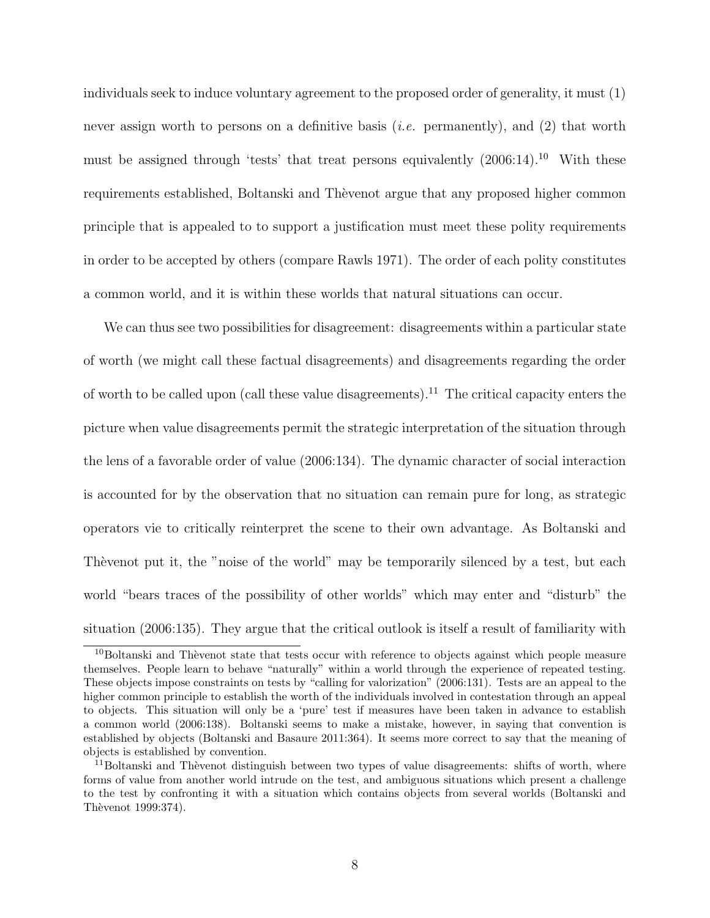individuals seek to induce voluntary agreement to the proposed order of generality, it must (1) never assign worth to persons on a definitive basis (*i.e.* permanently), and (2) that worth must be assigned through 'tests' that treat persons equivalently (2006:14).[10] With these requirements established, Boltanski and Thèvenot argue that any proposed higher common principle that is appealed to to support a justification must meet these polity requirements in order to be accepted by others (compare Rawls 1971). The order of each polity constitutes a common world, and it is within these worlds that natural situations can occur.

We can thus see two possibilities for disagreement: disagreements within a particular state of worth (we might call these factual disagreements) and disagreements regarding the order of worth to be called upon (call these value disagreements).[11] The critical capacity enters the picture when value disagreements permit the strategic interpretation of the situation through the lens of a favorable order of value (2006:134). The dynamic character of social interaction is accounted for by the observation that no situation can remain pure for long, as strategic operators vie to critically reinterpret the scene to their own advantage. As Boltanski and Thèvenot put it, the "noise of the world" may be temporarily silenced by a test, but each world "bears traces of the possibility of other worlds" which may enter and "disturb" the situation (2006:135). They argue that the critical outlook is itself a result of familiarity with

[10] Boltanski and Thèvenot state that tests occur with reference to objects against which people measure themselves. People learn to behave "naturally" within a world through the experience of repeated testing. These objects impose constraints on tests by "calling for valorization" (2006:131). Tests are an appeal to the higher common principle to establish the worth of the individuals involved in contestation through an appeal to objects. This situation will only be a 'pure' test if measures have been taken in advance to establish a common world (2006:138). Boltanski seems to make a mistake, however, in saying that convention is established by objects (Boltanski and Basaure 2011:364). It seems more correct to say that the meaning of objects is established by convention.

[11] Boltanski and Thèvenot distinguish between two types of value disagreements: shifts of worth, where forms of value from another world intrude on the test, and ambiguous situations which present a challenge to the test by confronting it with a situation which contains objects from several worlds (Boltanski and Thèvenot 1999:374).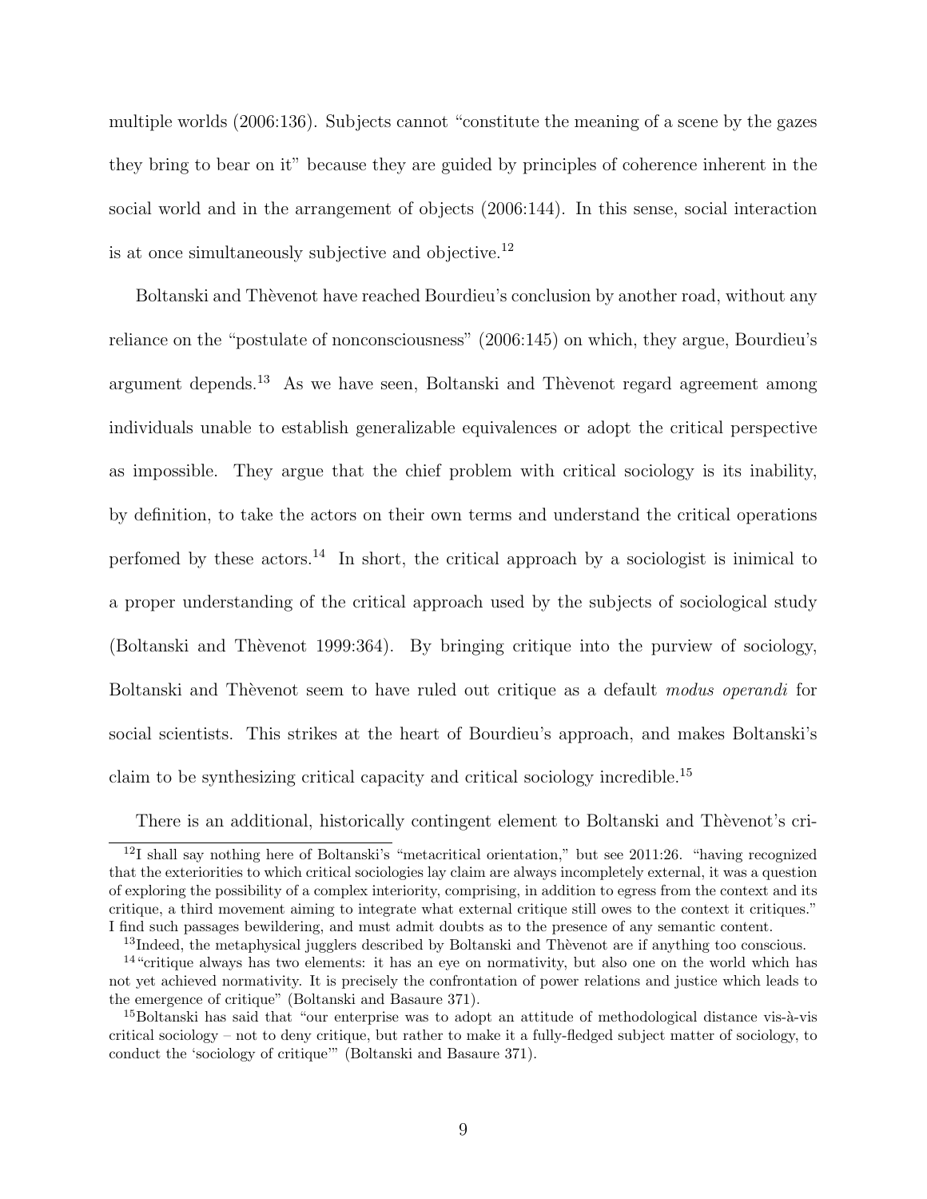multiple worlds (2006:136). Subjects cannot "constitute the meaning of a scene by the gazes they bring to bear on it" because they are guided by principles of coherence inherent in the social world and in the arrangement of objects (2006:144). In this sense, social interaction is at once simultaneously subjective and objective.[12]

Boltanski and Thèvenot have reached Bourdieu's conclusion by another road, without any reliance on the "postulate of nonconsciousness" (2006:145) on which, they argue, Bourdieu's argument depends.[13] As we have seen, Boltanski and Thèvenot regard agreement among individuals unable to establish generalizable equivalences or adopt the critical perspective as impossible. They argue that the chief problem with critical sociology is its inability, by definition, to take the actors on their own terms and understand the critical operations perfomed by these actors.[14] In short, the critical approach by a sociologist is inimical to a proper understanding of the critical approach used by the subjects of sociological study (Boltanski and Thèvenot 1999:364). By bringing critique into the purview of sociology, Boltanski and Thèvenot seem to have ruled out critique as a default *modus operandi* for social scientists. This strikes at the heart of Bourdieu's approach, and makes Boltanski's claim to be synthesizing critical capacity and critical sociology incredible.[15]

There is an additional, historically contingent element to Boltanski and Thèvenot's cri-

---

[12] I shall say nothing here of Boltanski's "metacritical orientation," but see 2011:26. "having recognized that the exteriorities to which critical sociologies lay claim are always incompletely external, it was a question of exploring the possibility of a complex interiority, comprising, in addition to egress from the context and its critique, a third movement aiming to integrate what external critique still owes to the context it critiques." I find such passages bewildering, and must admit doubts as to the presence of any semantic content.

[13] Indeed, the metaphysical jugglers described by Boltanski and Thèvenot are if anything too conscious.

[14] "critique always has two elements: it has an eye on normativity, but also one on the world which has not yet achieved normativity. It is precisely the confrontation of power relations and justice which leads to the emergence of critique" (Boltanski and Basaure 371).

[15] Boltanski has said that "our enterprise was to adopt an attitude of methodological distance vis-à-vis critical sociology – not to deny critique, but rather to make it a fully-fledged subject matter of sociology, to conduct the 'sociology of critique'" (Boltanski and Basaure 371).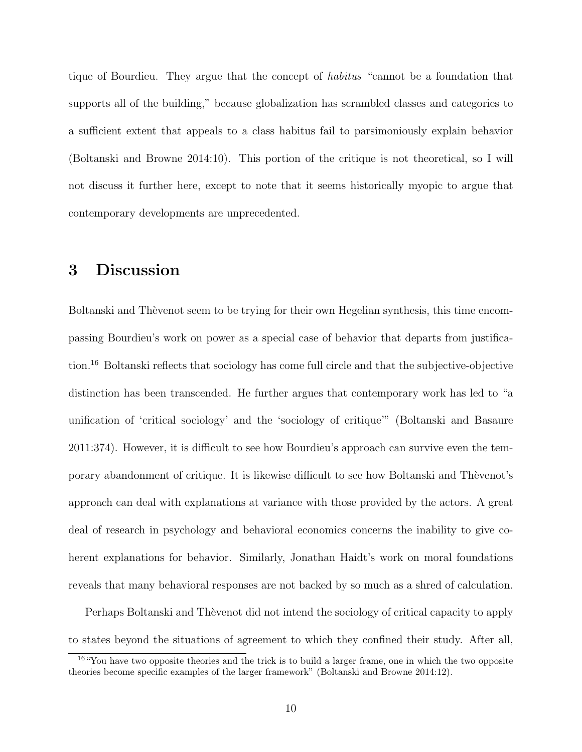tique of Bourdieu. They argue that the concept of *habitus* "cannot be a foundation that supports all of the building," because globalization has scrambled classes and categories to a sufficient extent that appeals to a class habitus fail to parsimoniously explain behavior (Boltanski and Browne 2014:10). This portion of the critique is not theoretical, so I will not discuss it further here, except to note that it seems historically myopic to argue that contemporary developments are unprecedented.

# 3 Discussion

Boltanski and Thèvenot seem to be trying for their own Hegelian synthesis, this time encompassing Bourdieu's work on power as a special case of behavior that departs from justification.[16] Boltanski reflects that sociology has come full circle and that the subjective-objective distinction has been transcended. He further argues that contemporary work has led to "a unification of 'critical sociology' and the 'sociology of critique'" (Boltanski and Basaure 2011:374). However, it is difficult to see how Bourdieu's approach can survive even the temporary abandonment of critique. It is likewise difficult to see how Boltanski and Thèvenot's approach can deal with explanations at variance with those provided by the actors. A great deal of research in psychology and behavioral economics concerns the inability to give coherent explanations for behavior. Similarly, Jonathan Haidt's work on moral foundations reveals that many behavioral responses are not backed by so much as a shred of calculation.

Perhaps Boltanski and Thèvenot did not intend the sociology of critical capacity to apply to states beyond the situations of agreement to which they confined their study. After all,

[16] "You have two opposite theories and the trick is to build a larger frame, one in which the two opposite theories become specific examples of the larger framework" (Boltanski and Browne 2014:12).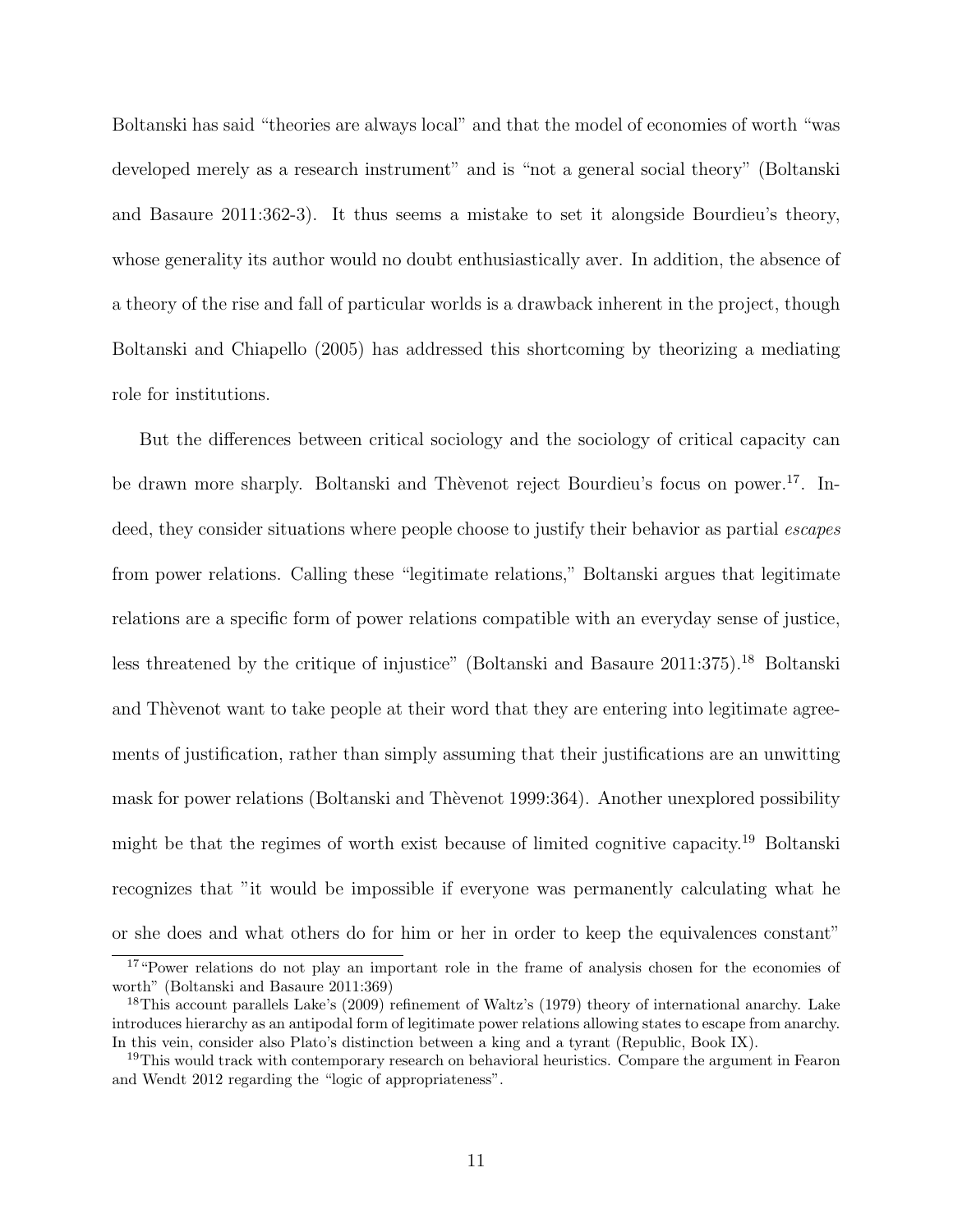Boltanski has said "theories are always local" and that the model of economies of worth "was developed merely as a research instrument" and is "not a general social theory" (Boltanski and Basaure 2011:362-3). It thus seems a mistake to set it alongside Bourdieu's theory, whose generality its author would no doubt enthusiastically aver. In addition, the absence of a theory of the rise and fall of particular worlds is a drawback inherent in the project, though Boltanski and Chiapello (2005) has addressed this shortcoming by theorizing a mediating role for institutions.

But the differences between critical sociology and the sociology of critical capacity can be drawn more sharply. Boltanski and Thèvenot reject Bourdieu's focus on power.[17]. Indeed, they consider situations where people choose to justify their behavior as partial *escapes* from power relations. Calling these "legitimate relations," Boltanski argues that legitimate relations are a specific form of power relations compatible with an everyday sense of justice, less threatened by the critique of injustice" (Boltanski and Basaure 2011:375).[18] Boltanski and Thèvenot want to take people at their word that they are entering into legitimate agreements of justification, rather than simply assuming that their justifications are an unwitting mask for power relations (Boltanski and Thèvenot 1999:364). Another unexplored possibility might be that the regimes of worth exist because of limited cognitive capacity.[19] Boltanski recognizes that "it would be impossible if everyone was permanently calculating what he or she does and what others do for him or her in order to keep the equivalences constant"

[17] "Power relations do not play an important role in the frame of analysis chosen for the economies of worth" (Boltanski and Basaure 2011:369)

[18] This account parallels Lake's (2009) refinement of Waltz's (1979) theory of international anarchy. Lake introduces hierarchy as an antipodal form of legitimate power relations allowing states to escape from anarchy. In this vein, consider also Plato's distinction between a king and a tyrant (Republic, Book IX).

[19] This would track with contemporary research on behavioral heuristics. Compare the argument in Fearon and Wendt 2012 regarding the "logic of appropriateness".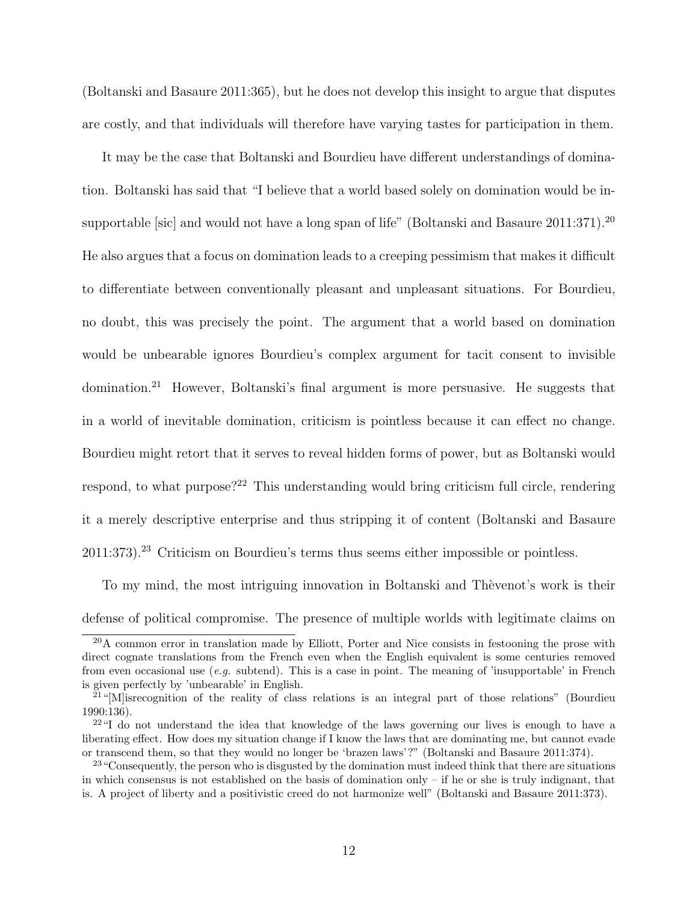(Boltanski and Basaure 2011:365), but he does not develop this insight to argue that disputes are costly, and that individuals will therefore have varying tastes for participation in them.

It may be the case that Boltanski and Bourdieu have different understandings of domination. Boltanski has said that "I believe that a world based solely on domination would be insupportable [sic] and would not have a long span of life" (Boltanski and Basaure 2011:371).[20] He also argues that a focus on domination leads to a creeping pessimism that makes it difficult to differentiate between conventionally pleasant and unpleasant situations. For Bourdieu, no doubt, this was precisely the point. The argument that a world based on domination would be unbearable ignores Bourdieu's complex argument for tacit consent to invisible domination.[21] However, Boltanski's final argument is more persuasive. He suggests that in a world of inevitable domination, criticism is pointless because it can effect no change. Bourdieu might retort that it serves to reveal hidden forms of power, but as Boltanski would respond, to what purpose?[22] This understanding would bring criticism full circle, rendering it a merely descriptive enterprise and thus stripping it of content (Boltanski and Basaure 2011:373).[23] Criticism on Bourdieu's terms thus seems either impossible or pointless.

To my mind, the most intriguing innovation in Boltanski and Thèvenot's work is their defense of political compromise. The presence of multiple worlds with legitimate claims on

---

[20] A common error in translation made by Elliott, Porter and Nice consists in festooning the prose with direct cognate translations from the French even when the English equivalent is some centuries removed from even occasional use (*e.g.* subtend). This is a case in point. The meaning of 'insupportable' in French is given perfectly by 'unbearable' in English.

[21] "[M]isrecognition of the reality of class relations is an integral part of those relations" (Bourdieu 1990:136).

[22] "I do not understand the idea that knowledge of the laws governing our lives is enough to have a liberating effect. How does my situation change if I know the laws that are dominating me, but cannot evade or transcend them, so that they would no longer be 'brazen laws'?" (Boltanski and Basaure 2011:374).

[23] "Consequently, the person who is disgusted by the domination must indeed think that there are situations in which consensus is not established on the basis of domination only – if he or she is truly indignant, that is. A project of liberty and a positivistic creed do not harmonize well" (Boltanski and Basaure 2011:373).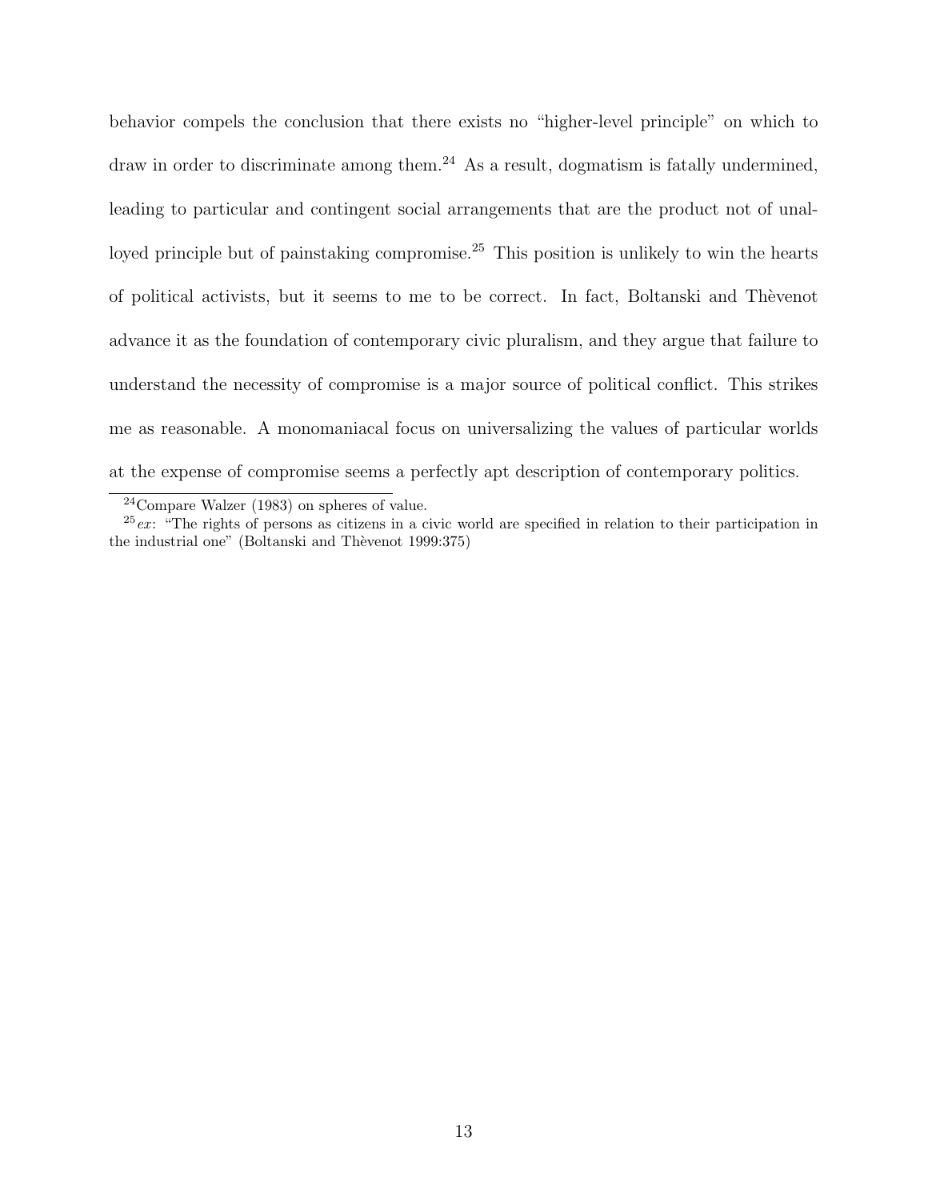behavior compels the conclusion that there exists no "higher-level principle" on which to draw in order to discriminate among them.[24] As a result, dogmatism is fatally undermined, leading to particular and contingent social arrangements that are the product not of unalloyed principle but of painstaking compromise.[25] This position is unlikely to win the hearts of political activists, but it seems to me to be correct. In fact, Boltanski and Thèvenot advance it as the foundation of contemporary civic pluralism, and they argue that failure to understand the necessity of compromise is a major source of political conflict. This strikes me as reasonable. A monomaniacal focus on universalizing the values of particular worlds at the expense of compromise seems a perfectly apt description of contemporary politics.

---

[24] Compare Walzer (1983) on spheres of value.

[25] *ex*: "The rights of persons as citizens in a civic world are specified in relation to their participation in the industrial one" (Boltanski and Thèvenot 1999:375)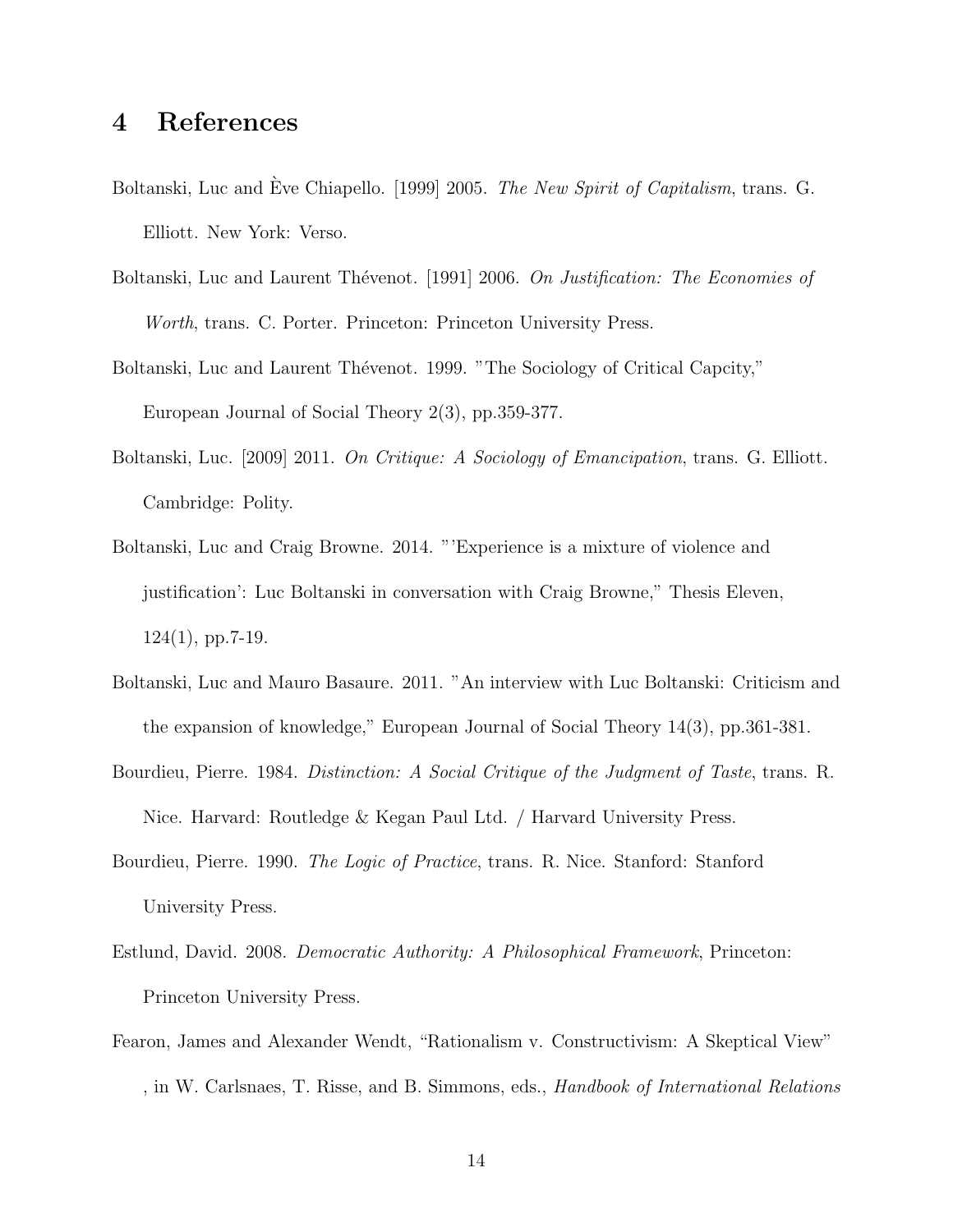## 4 References

Boltanski, Luc and Ève Chiapello. [1999] 2005. *The New Spirit of Capitalism*, trans. G. Elliott. New York: Verso.

Boltanski, Luc and Laurent Thévenot. [1991] 2006. *On Justification: The Economies of Worth*, trans. C. Porter. Princeton: Princeton University Press.

Boltanski, Luc and Laurent Thévenot. 1999. "The Sociology of Critical Capcity," European Journal of Social Theory 2(3), pp.359-377.

Boltanski, Luc. [2009] 2011. *On Critique: A Sociology of Emancipation*, trans. G. Elliott. Cambridge: Polity.

Boltanski, Luc and Craig Browne. 2014. "'Experience is a mixture of violence and justification': Luc Boltanski in conversation with Craig Browne," Thesis Eleven, 124(1), pp.7-19.

Boltanski, Luc and Mauro Basaure. 2011. "An interview with Luc Boltanski: Criticism and the expansion of knowledge," European Journal of Social Theory 14(3), pp.361-381.

Bourdieu, Pierre. 1984. *Distinction: A Social Critique of the Judgment of Taste*, trans. R. Nice. Harvard: Routledge & Kegan Paul Ltd. / Harvard University Press.

Bourdieu, Pierre. 1990. *The Logic of Practice*, trans. R. Nice. Stanford: Stanford University Press.

Estlund, David. 2008. *Democratic Authority: A Philosophical Framework*, Princeton: Princeton University Press.

Fearon, James and Alexander Wendt, "Rationalism v. Constructivism: A Skeptical View" , in W. Carlsnaes, T. Risse, and B. Simmons, eds., *Handbook of International Relations*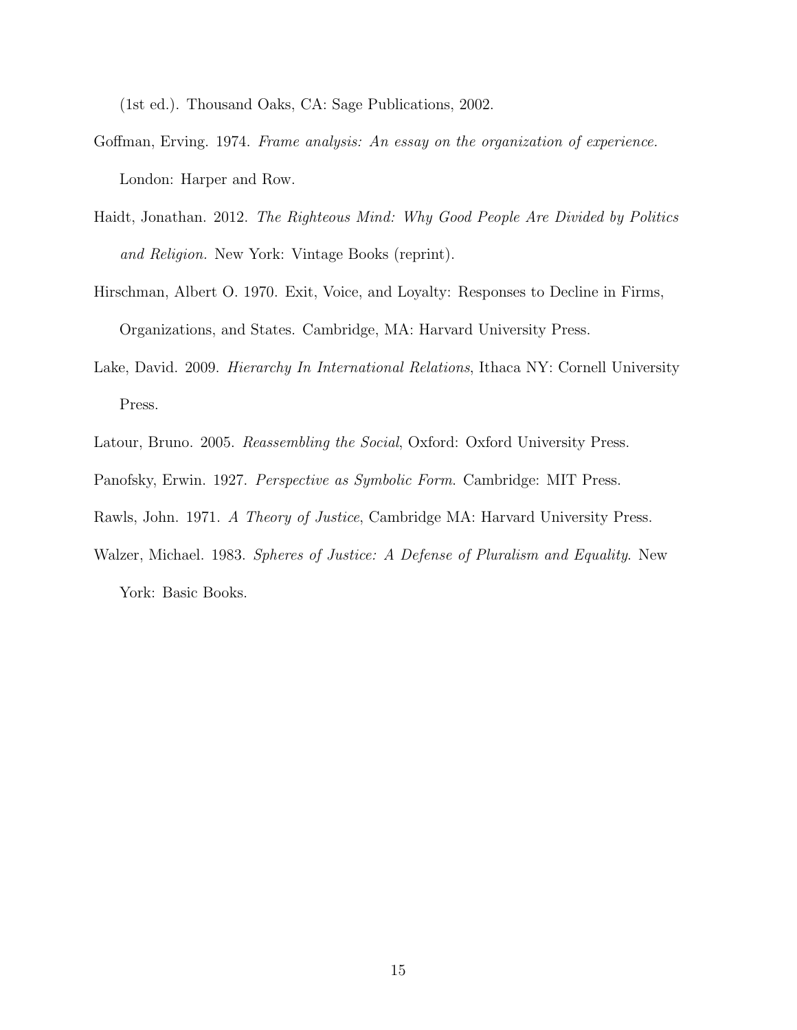(1st ed.). Thousand Oaks, CA: Sage Publications, 2002.

Goffman, Erving. 1974. *Frame analysis: An essay on the organization of experience.* London: Harper and Row.

Haidt, Jonathan. 2012. *The Righteous Mind: Why Good People Are Divided by Politics and Religion.* New York: Vintage Books (reprint).

Hirschman, Albert O. 1970. Exit, Voice, and Loyalty: Responses to Decline in Firms, Organizations, and States. Cambridge, MA: Harvard University Press.

Lake, David. 2009. *Hierarchy In International Relations*, Ithaca NY: Cornell University Press.

Latour, Bruno. 2005. *Reassembling the Social*, Oxford: Oxford University Press.

Panofsky, Erwin. 1927. *Perspective as Symbolic Form*. Cambridge: MIT Press.

Rawls, John. 1971. *A Theory of Justice*, Cambridge MA: Harvard University Press.

Walzer, Michael. 1983. *Spheres of Justice: A Defense of Pluralism and Equality*. New York: Basic Books.